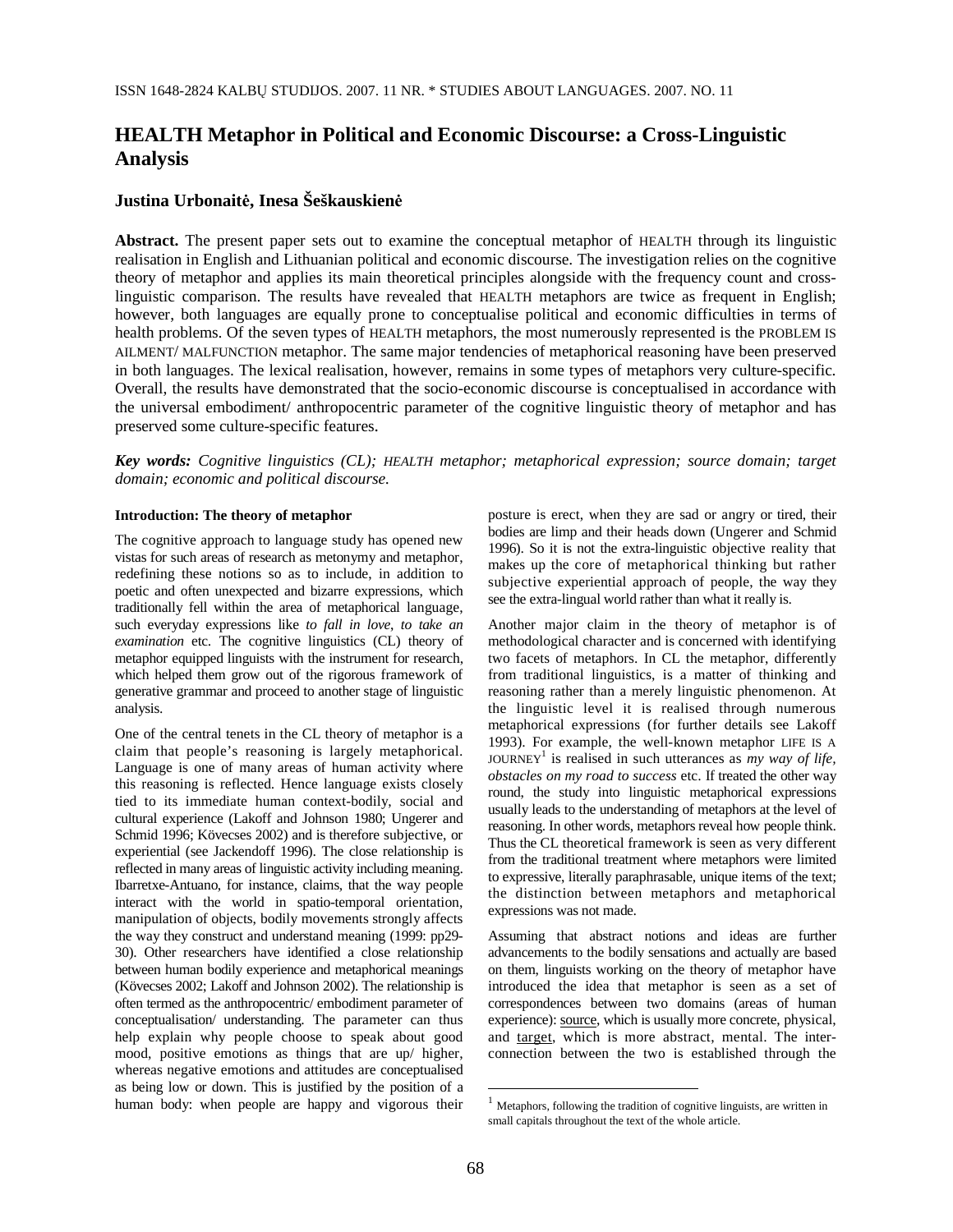# HEALTH Metaphor in Political and Economic Discourse: a Cross-Linguistic Analysis

## Justina Urbonaitė, Inesa Šeškauskienė

**Abstract.** The present paper sets out to examine the conceptual metaphor of HEALTH through its linguistic realisation in English and Lithuanian political and economic discourse. The investigation relies on the cognitive theory of metaphor and applies its main theoretical principles alongside with the frequency count and cross-linguistic comparison. The results have revealed that HEALTH metaphors are twice as frequent in English; however, both languages are equally prone to conceptualise political and economic difficulties in terms of health problems. Of the seven types of HEALTH metaphors, the most numerously represented is the PROBLEM IS AILMENT/ MALFUNCTION metaphor. The same major tendencies of metaphorical reasoning have been preserved in both languages. The lexical realisation, however, remains in some types of metaphors very culture-specific. Overall, the results have demonstrated that the socio-economic discourse is conceptualised in accordance with the universal embodiment/ anthropocentric parameter of the cognitive linguistic theory of metaphor and has preserved some culture-specific features.

***Key words:*** *Cognitive linguistics (CL); HEALTH metaphor; metaphorical expression; source domain; target domain; economic and political discourse.*

#### Introduction: The theory of metaphor

The cognitive approach to language study has opened new vistas for such areas of research as metonymy and metaphor, redefining these notions so as to include, in addition to poetic and often unexpected and bizarre expressions, which traditionally fell within the area of metaphorical language, such everyday expressions like *to fall in love*, *to take an examination* etc. The cognitive linguistics (CL) theory of metaphor equipped linguists with the instrument for research, which helped them grow out of the rigorous framework of generative grammar and proceed to another stage of linguistic analysis.

One of the central tenets in the CL theory of metaphor is a claim that people's reasoning is largely metaphorical. Language is one of many areas of human activity where this reasoning is reflected. Hence language exists closely tied to its immediate human context-bodily, social and cultural experience (Lakoff and Johnson 1980; Ungerer and Schmid 1996; Kövecses 2002) and is therefore subjective, or experiential (see Jackendoff 1996). The close relationship is reflected in many areas of linguistic activity including meaning. Ibarretxe-Antuano, for instance, claims, that the way people interact with the world in spatio-temporal orientation, manipulation of objects, bodily movements strongly affects the way they construct and understand meaning (1999: pp29-30). Other researchers have identified a close relationship between human bodily experience and metaphorical meanings (Kövecses 2002; Lakoff and Johnson 2002). The relationship is often termed as the anthropocentric/ embodiment parameter of conceptualisation/ understanding. The parameter can thus help explain why people choose to speak about good mood, positive emotions as things that are up/ higher, whereas negative emotions and attitudes are conceptualised as being low or down. This is justified by the position of a human body: when people are happy and vigorous their posture is erect, when they are sad or angry or tired, their bodies are limp and their heads down (Ungerer and Schmid 1996). So it is not the extra-linguistic objective reality that makes up the core of metaphorical thinking but rather subjective experiential approach of people, the way they see the extra-lingual world rather than what it really is.

Another major claim in the theory of metaphor is of methodological character and is concerned with identifying two facets of metaphors. In CL the metaphor, differently from traditional linguistics, is a matter of thinking and reasoning rather than a merely linguistic phenomenon. At the linguistic level it is realised through numerous metaphorical expressions (for further details see Lakoff 1993). For example, the well-known metaphor LIFE IS A JOURNEY[1] is realised in such utterances as *my way of life, obstacles on my road to success* etc. If treated the other way round, the study into linguistic metaphorical expressions usually leads to the understanding of metaphors at the level of reasoning. In other words, metaphors reveal how people think. Thus the CL theoretical framework is seen as very different from the traditional treatment where metaphors were limited to expressive, literally paraphrasable, unique items of the text; the distinction between metaphors and metaphorical expressions was not made.

Assuming that abstract notions and ideas are further advancements to the bodily sensations and actually are based on them, linguists working on the theory of metaphor have introduced the idea that metaphor is seen as a set of correspondences between two domains (areas of human experience): source, which is usually more concrete, physical, and target, which is more abstract, mental. The inter-connection between the two is established through the

[1] Metaphors, following the tradition of cognitive linguists, are written in small capitals throughout the text of the whole article.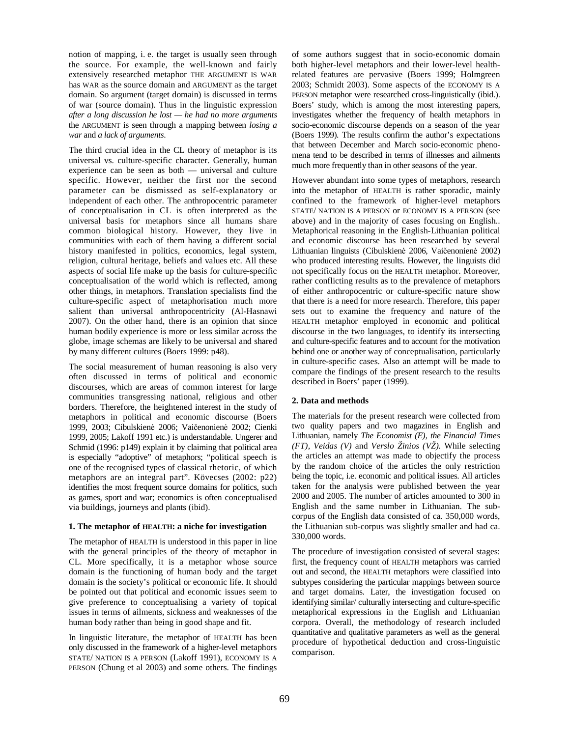notion of mapping, i. e. the target is usually seen through the source. For example, the well-known and fairly extensively researched metaphor THE ARGUMENT IS WAR has WAR as the source domain and ARGUMENT as the target domain. So argument (target domain) is discussed in terms of war (source domain). Thus in the linguistic expression *after a long discussion he lost — he had no more arguments* the ARGUMENT is seen through a mapping between *losing a war* and *a lack of arguments.*

The third crucial idea in the CL theory of metaphor is its universal vs. culture-specific character. Generally, human experience can be seen as both — universal and culture specific. However, neither the first nor the second parameter can be dismissed as self-explanatory or independent of each other. The anthropocentric parameter of conceptualisation in CL is often interpreted as the universal basis for metaphors since all humans share common biological history. However, they live in communities with each of them having a different social history manifested in politics, economics, legal system, religion, cultural heritage, beliefs and values etc. All these aspects of social life make up the basis for culture-specific conceptualisation of the world which is reflected, among other things, in metaphors. Translation specialists find the culture-specific aspect of metaphorisation much more salient than universal anthropocentricity (Al-Hasnawi 2007). On the other hand, there is an opinion that since human bodily experience is more or less similar across the globe, image schemas are likely to be universal and shared by many different cultures (Boers 1999: p48).

The social measurement of human reasoning is also very often discussed in terms of political and economic discourses, which are areas of common interest for large communities transgressing national, religious and other borders. Therefore, the heightened interest in the study of metaphors in political and economic discourse (Boers 1999, 2003; Cibulskienė 2006; Vaičenonienė 2002; Cienki 1999, 2005; Lakoff 1991 etc.) is understandable. Ungerer and Schmid (1996: p149) explain it by claiming that political area is especially "adoptive" of metaphors; "political speech is one of the recognised types of classical rhetoric, of which metaphors are an integral part". Kövecses (2002: p22) identifies the most frequent source domains for politics, such as games, sport and war; economics is often conceptualised via buildings, journeys and plants (ibid).

### 1. The metaphor of HEALTH: a niche for investigation

The metaphor of HEALTH is understood in this paper in line with the general principles of the theory of metaphor in CL. More specifically, it is a metaphor whose source domain is the functioning of human body and the target domain is the society's political or economic life. It should be pointed out that political and economic issues seem to give preference to conceptualising a variety of topical issues in terms of ailments, sickness and weaknesses of the human body rather than being in good shape and fit.

In linguistic literature, the metaphor of HEALTH has been only discussed in the framework of a higher-level metaphors STATE/ NATION IS A PERSON (Lakoff 1991), ECONOMY IS A PERSON (Chung et al 2003) and some others. The findings of some authors suggest that in socio-economic domain both higher-level metaphors and their lower-level health-related features are pervasive (Boers 1999; Holmgreen 2003; Schmidt 2003). Some aspects of the ECONOMY IS A PERSON metaphor were researched cross-linguistically (ibid.). Boers' study, which is among the most interesting papers, investigates whether the frequency of health metaphors in socio-economic discourse depends on a season of the year (Boers 1999). The results confirm the author's expectations that between December and March socio-economic phenomena tend to be described in terms of illnesses and ailments much more frequently than in other seasons of the year.

However abundant into some types of metaphors, research into the metaphor of HEALTH is rather sporadic, mainly confined to the framework of higher-level metaphors STATE/ NATION IS A PERSON or ECONOMY IS A PERSON (see above) and in the majority of cases focusing on English.. Metaphorical reasoning in the English-Lithuanian political and economic discourse has been researched by several Lithuanian linguists (Cibulskienė 2006, Vaičenonienė 2002) who produced interesting results. However, the linguists did not specifically focus on the HEALTH metaphor. Moreover, rather conflicting results as to the prevalence of metaphors of either anthropocentric or culture-specific nature show that there is a need for more research. Therefore, this paper sets out to examine the frequency and nature of the HEALTH metaphor employed in economic and political discourse in the two languages, to identify its intersecting and culture-specific features and to account for the motivation behind one or another way of conceptualisation, particularly in culture-specific cases. Also an attempt will be made to compare the findings of the present research to the results described in Boers' paper (1999).

### 2. Data and methods

The materials for the present research were collected from two quality papers and two magazines in English and Lithuanian, namely *The Economist (E), the Financial Times (FT), Veidas (V)* and *Verslo Žinios (VŽ).* While selecting the articles an attempt was made to objectify the process by the random choice of the articles the only restriction being the topic, i.e. economic and political issues. All articles taken for the analysis were published between the year 2000 and 2005. The number of articles amounted to 300 in English and the same number in Lithuanian. The sub-corpus of the English data consisted of ca. 350,000 words, the Lithuanian sub-corpus was slightly smaller and had ca. 330,000 words.

The procedure of investigation consisted of several stages: first, the frequency count of HEALTH metaphors was carried out and second, the HEALTH metaphors were classified into subtypes considering the particular mappings between source and target domains. Later, the investigation focused on identifying similar/ culturally intersecting and culture-specific metaphorical expressions in the English and Lithuanian corpora. Overall, the methodology of research included quantitative and qualitative parameters as well as the general procedure of hypothetical deduction and cross-linguistic comparison.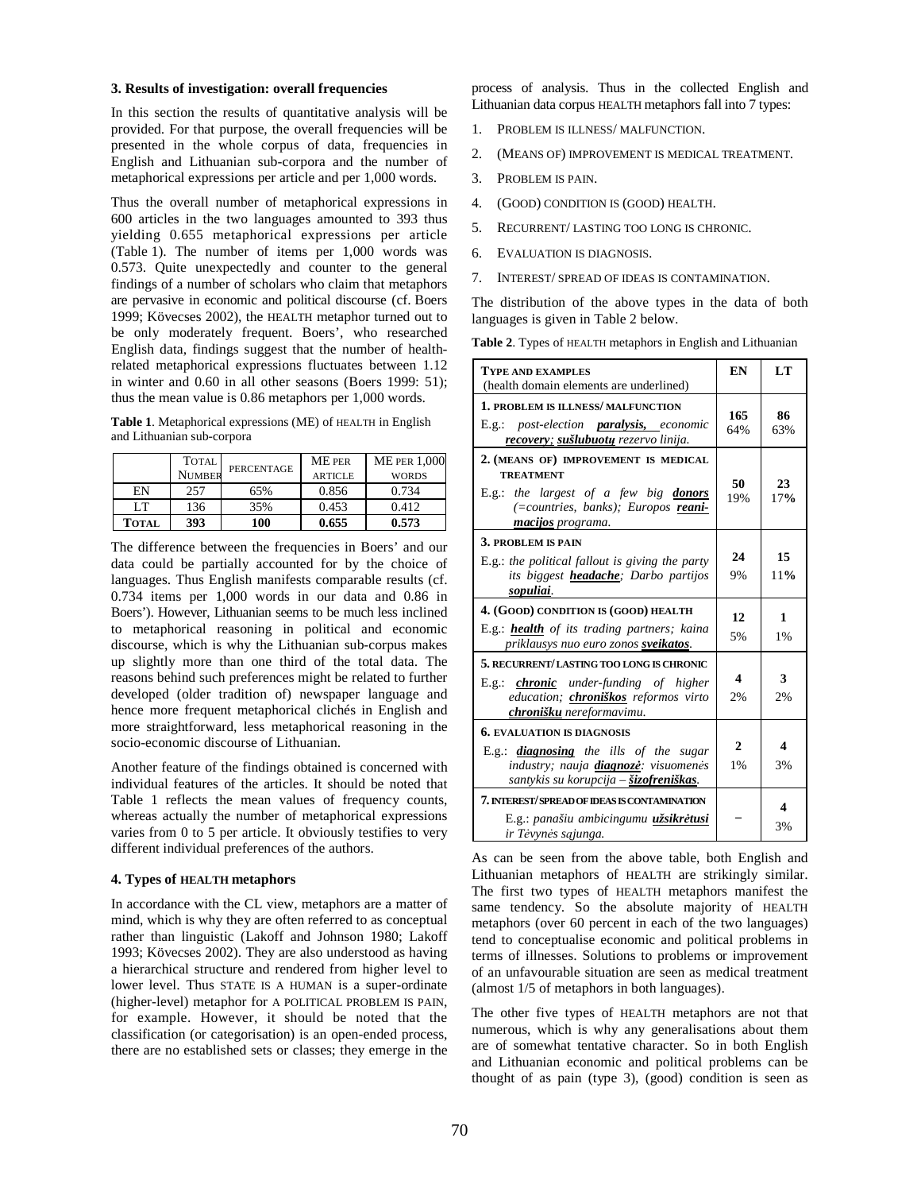### 3. Results of investigation: overall frequencies

In this section the results of quantitative analysis will be provided. For that purpose, the overall frequencies will be presented in the whole corpus of data, frequencies in English and Lithuanian sub-corpora and the number of metaphorical expressions per article and per 1,000 words.

Thus the overall number of metaphorical expressions in 600 articles in the two languages amounted to 393 thus yielding 0.655 metaphorical expressions per article (Table 1). The number of items per 1,000 words was 0.573. Quite unexpectedly and counter to the general findings of a number of scholars who claim that metaphors are pervasive in economic and political discourse (cf. Boers 1999; Kövecses 2002), the HEALTH metaphor turned out to be only moderately frequent. Boers', who researched English data, findings suggest that the number of health-related metaphorical expressions fluctuates between 1.12 in winter and 0.60 in all other seasons (Boers 1999: 51); thus the mean value is 0.86 metaphors per 1,000 words.

**Table 1**. Metaphorical expressions (ME) of HEALTH in English and Lithuanian sub-corpora

| | TOTAL NUMBER | PERCENTAGE | ME PER ARTICLE | ME PER 1,000 WORDS |
|---|---|---|---|---|
| EN | 257 | 65% | 0.856 | 0.734 |
| LT | 136 | 35% | 0.453 | 0.412 |
| **TOTAL** | **393** | **100** | **0.655** | **0.573** |

The difference between the frequencies in Boers' and our data could be partially accounted for by the choice of languages. Thus English manifests comparable results (cf. 0.734 items per 1,000 words in our data and 0.86 in Boers'). However, Lithuanian seems to be much less inclined to metaphorical reasoning in political and economic discourse, which is why the Lithuanian sub-corpus makes up slightly more than one third of the total data. The reasons behind such preferences might be related to further developed (older tradition of) newspaper language and hence more frequent metaphorical clichés in English and more straightforward, less metaphorical reasoning in the socio-economic discourse of Lithuanian.

Another feature of the findings obtained is concerned with individual features of the articles. It should be noted that Table 1 reflects the mean values of frequency counts, whereas actually the number of metaphorical expressions varies from 0 to 5 per article. It obviously testifies to very different individual preferences of the authors.

### 4. Types of HEALTH metaphors

In accordance with the CL view, metaphors are a matter of mind, which is why they are often referred to as conceptual rather than linguistic (Lakoff and Johnson 1980; Lakoff 1993; Kövecses 2002). They are also understood as having a hierarchical structure and rendered from higher level to lower level. Thus STATE IS A HUMAN is a super-ordinate (higher-level) metaphor for A POLITICAL PROBLEM IS PAIN, for example. However, it should be noted that the classification (or categorisation) is an open-ended process, there are no established sets or classes; they emerge in the process of analysis. Thus in the collected English and Lithuanian data corpus HEALTH metaphors fall into 7 types:

1. PROBLEM IS ILLNESS/ MALFUNCTION.
2. (MEANS OF) IMPROVEMENT IS MEDICAL TREATMENT.
3. PROBLEM IS PAIN.
4. (GOOD) CONDITION IS (GOOD) HEALTH.
5. RECURRENT/ LASTING TOO LONG IS CHRONIC.
6. EVALUATION IS DIAGNOSIS.
7. INTEREST/ SPREAD OF IDEAS IS CONTAMINATION.

The distribution of the above types in the data of both languages is given in Table 2 below.

**Table 2**. Types of HEALTH metaphors in English and Lithuanian

| TYPE AND EXAMPLES (health domain elements are underlined) | EN | LT |
|---|---|---|
| **1. PROBLEM IS ILLNESS/ MALFUNCTION** E.g.: *post-election* ***paralysis,*** *economic* ***recovery; sušlubuotų*** *rezervo linija.* | **165** 64% | **86** 63% |
| **2. (MEANS OF) IMPROVEMENT IS MEDICAL TREATMENT** E.g.: *the largest of a few big* ***donors*** *(=countries, banks); Europos* ***reanimacijos*** *programa.* | **50** 19% | **23** 17**%** |
| **3. PROBLEM IS PAIN** E.g.: *the political fallout is giving the party its biggest* ***headache****; Darbo partijos* ***sopuliai****.* | **24** 9% | **15** 11**%** |
| **4. (GOOD) CONDITION IS (GOOD) HEALTH** E.g.: ***health*** *of its trading partners; kaina priklausys nuo euro zonos* ***sveikatos****.* | **12** 5% | **1** 1% |
| **5. RECURRENT/ LASTING TOO LONG IS CHRONIC** E.g.: ***chronic*** *under-funding of higher education;* ***chroniškos*** *reformos virto* ***chronišku*** *nereformavimu.* | **4** 2% | **3** 2% |
| **6. EVALUATION IS DIAGNOSIS** E.g.: ***diagnosing*** *the ills of the sugar industry; nauja* ***diagnozė****: visuomenės santykis su korupcija –* ***šizofreniškas****.* | **2** 1% | **4** 3% |
| **7. INTEREST/ SPREAD OF IDEAS IS CONTAMINATION** E.g.: *panašiu ambicingumu* ***užsikrėtusi*** *ir Tėvynės sąjunga.* | – | **4** 3% |

As can be seen from the above table, both English and Lithuanian metaphors of HEALTH are strikingly similar. The first two types of HEALTH metaphors manifest the same tendency. So the absolute majority of HEALTH metaphors (over 60 percent in each of the two languages) tend to conceptualise economic and political problems in terms of illnesses. Solutions to problems or improvement of an unfavourable situation are seen as medical treatment (almost 1/5 of metaphors in both languages).

The other five types of HEALTH metaphors are not that numerous, which is why any generalisations about them are of somewhat tentative character. So in both English and Lithuanian economic and political problems can be thought of as pain (type 3), (good) condition is seen as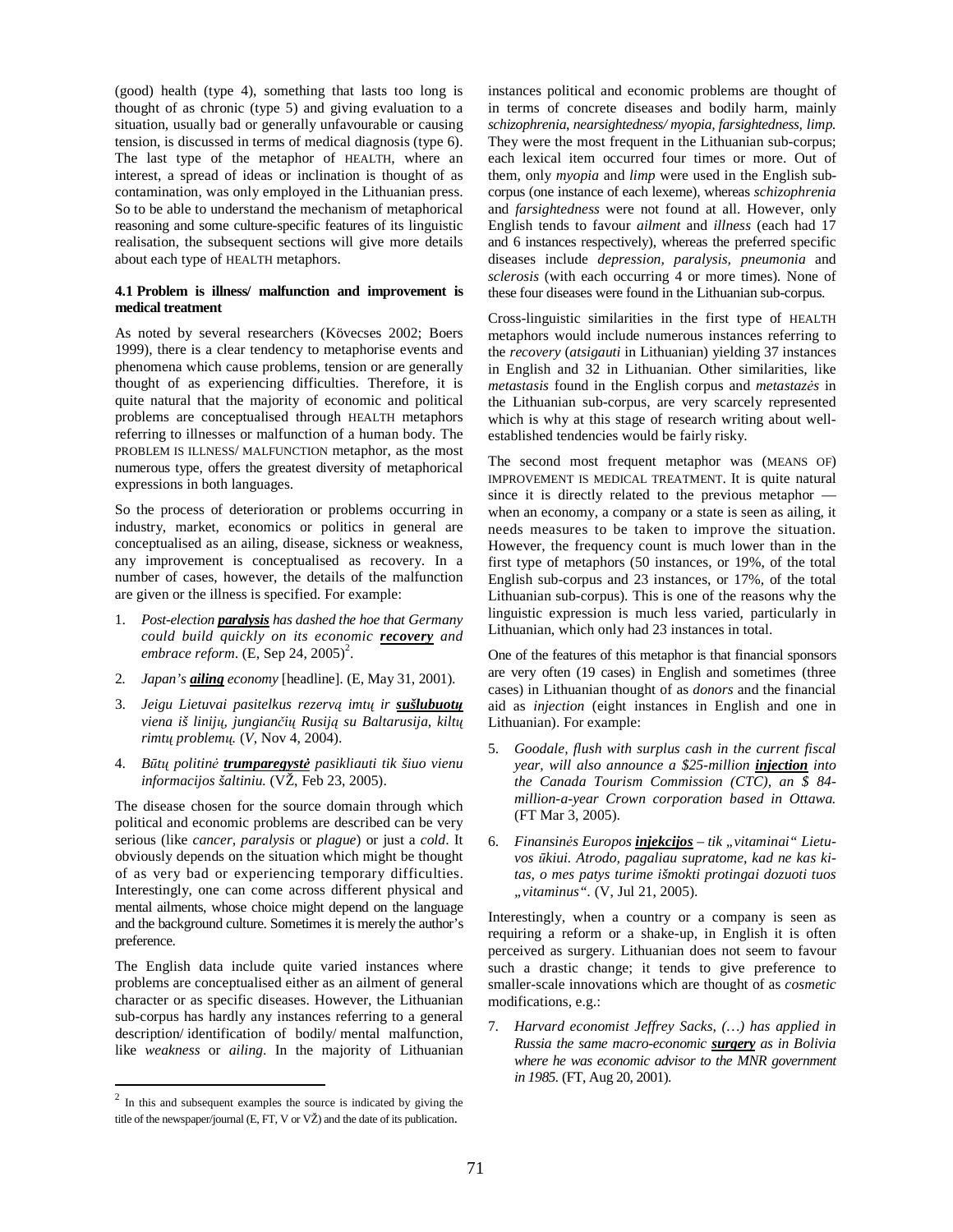(good) health (type 4), something that lasts too long is thought of as chronic (type 5) and giving evaluation to a situation, usually bad or generally unfavourable or causing tension, is discussed in terms of medical diagnosis (type 6). The last type of the metaphor of HEALTH, where an interest, a spread of ideas or inclination is thought of as contamination, was only employed in the Lithuanian press. So to be able to understand the mechanism of metaphorical reasoning and some culture-specific features of its linguistic realisation, the subsequent sections will give more details about each type of HEALTH metaphors.

#### 4.1 Problem is illness/ malfunction and improvement is medical treatment

As noted by several researchers (Kövecses 2002; Boers 1999), there is a clear tendency to metaphorise events and phenomena which cause problems, tension or are generally thought of as experiencing difficulties. Therefore, it is quite natural that the majority of economic and political problems are conceptualised through HEALTH metaphors referring to illnesses or malfunction of a human body. The PROBLEM IS ILLNESS/ MALFUNCTION metaphor, as the most numerous type, offers the greatest diversity of metaphorical expressions in both languages.

So the process of deterioration or problems occurring in industry, market, economics or politics in general are conceptualised as an ailing, disease, sickness or weakness, any improvement is conceptualised as recovery. In a number of cases, however, the details of the malfunction are given or the illness is specified. For example:

1. *Post-election **paralysis** has dashed the hoe that Germany could build quickly on its economic **recovery** and embrace reform*. (E, Sep 24, 2005)[2].
2. *Japan's **ailing** economy* [headline]. (E, May 31, 2001).
3. *Jeigu Lietuvai pasitelkus rezervą imtų ir **sušlubuotų** viena iš linijų, jungiančių Rusiją su Baltarusija, kiltų rimtų problemų.* (*V*, Nov 4, 2004).
4. *Būtų politinė **trumparegystė** pasikliauti tik šiuo vienu informacijos šaltiniu.* (VŽ, Feb 23, 2005).

The disease chosen for the source domain through which political and economic problems are described can be very serious (like *cancer, paralysis* or *plague*) or just a *cold*. It obviously depends on the situation which might be thought of as very bad or experiencing temporary difficulties. Interestingly, one can come across different physical and mental ailments, whose choice might depend on the language and the background culture. Sometimes it is merely the author's preference.

The English data include quite varied instances where problems are conceptualised either as an ailment of general character or as specific diseases. However, the Lithuanian sub-corpus has hardly any instances referring to a general description/ identification of bodily/ mental malfunction, like *weakness* or *ailing*. In the majority of Lithuanian instances political and economic problems are thought of in terms of concrete diseases and bodily harm, mainly *schizophrenia, nearsightedness/ myopia, farsightedness, limp.* They were the most frequent in the Lithuanian sub-corpus; each lexical item occurred four times or more. Out of them, only *myopia* and *limp* were used in the English sub-corpus (one instance of each lexeme), whereas *schizophrenia* and *farsightedness* were not found at all. However, only English tends to favour *ailment* and *illness* (each had 17 and 6 instances respectively), whereas the preferred specific diseases include *depression, paralysis, pneumonia* and *sclerosis* (with each occurring 4 or more times). None of these four diseases were found in the Lithuanian sub-corpus.

Cross-linguistic similarities in the first type of HEALTH metaphors would include numerous instances referring to the *recovery* (*atsigauti* in Lithuanian) yielding 37 instances in English and 32 in Lithuanian. Other similarities, like *metastasis* found in the English corpus and *metastazės* in the Lithuanian sub-corpus, are very scarcely represented which is why at this stage of research writing about well-established tendencies would be fairly risky.

The second most frequent metaphor was (MEANS OF) IMPROVEMENT IS MEDICAL TREATMENT. It is quite natural since it is directly related to the previous metaphor — when an economy, a company or a state is seen as ailing, it needs measures to be taken to improve the situation. However, the frequency count is much lower than in the first type of metaphors (50 instances, or 19%, of the total English sub-corpus and 23 instances, or 17%, of the total Lithuanian sub-corpus). This is one of the reasons why the linguistic expression is much less varied, particularly in Lithuanian, which only had 23 instances in total.

One of the features of this metaphor is that financial sponsors are very often (19 cases) in English and sometimes (three cases) in Lithuanian thought of as *donors* and the financial aid as *injection* (eight instances in English and one in Lithuanian). For example:

5. *Goodale, flush with surplus cash in the current fiscal year, will also announce a $25-million **injection** into the Canada Tourism Commission (CTC), an $ 84-million-a-year Crown corporation based in Ottawa.* (FT Mar 3, 2005).
6. *Finansinės Europos **injekcijos** – tik „vitaminai" Lietuvos ūkiui. Atrodo, pagaliau supratome, kad ne kas kitas, o mes patys turime išmokti protingai dozuoti tuos „vitaminus".* (V, Jul 21, 2005).

Interestingly, when a country or a company is seen as requiring a reform or a shake-up, in English it is often perceived as surgery. Lithuanian does not seem to favour such a drastic change; it tends to give preference to smaller-scale innovations which are thought of as *cosmetic* modifications, e.g.:

7. *Harvard economist Jeffrey Sachs, (…) has applied in Russia the same macro-economic **surgery** as in Bolivia where he was economic advisor to the MNR government in 1985.* (FT, Aug 20, 2001).

[2] In this and subsequent examples the source is indicated by giving the title of the newspaper/journal (E, FT, V or VŽ) and the date of its publication.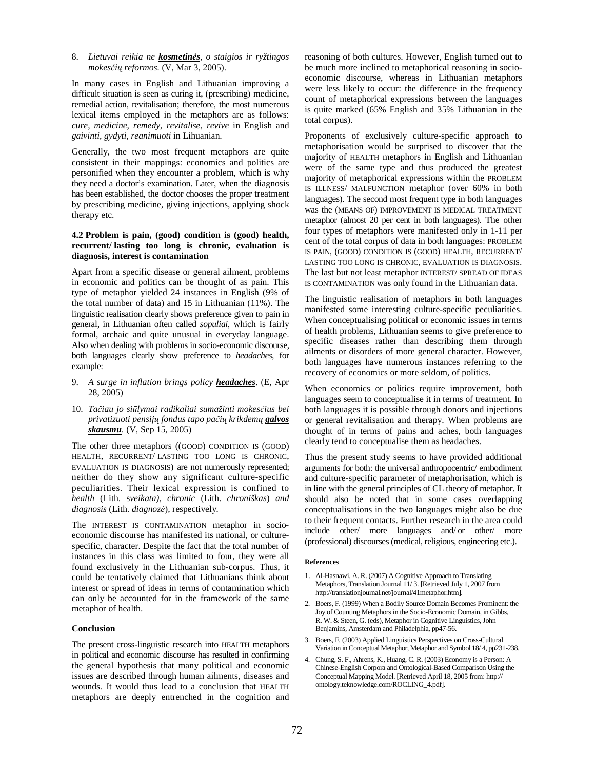8. *Lietuvai reikia ne **kosmetinės**, o staigios ir ryžtingos mokesčių reformos.* (V, Mar 3, 2005).

In many cases in English and Lithuanian improving a difficult situation is seen as curing it, (prescribing) medicine, remedial action, revitalisation; therefore, the most numerous lexical items employed in the metaphors are as follows: *cure, medicine, remedy, revitalise, revive* in English and *gaivinti, gydyti, reanimuoti* in Lihuanian.

Generally, the two most frequent metaphors are quite consistent in their mappings: economics and politics are personified when they encounter a problem, which is why they need a doctor's examination. Later, when the diagnosis has been established, the doctor chooses the proper treatment by prescribing medicine, giving injections, applying shock therapy etc.

### 4.2 Problem is pain, (good) condition is (good) health, recurrent/ lasting too long is chronic, evaluation is diagnosis, interest is contamination

Apart from a specific disease or general ailment, problems in economic and politics can be thought of as pain. This type of metaphor yielded 24 instances in English (9% of the total number of data) and 15 in Lithuanian (11%). The linguistic realisation clearly shows preference given to pain in general, in Lithuanian often called *sopuliai*, which is fairly formal, archaic and quite unusual in everyday language. Also when dealing with problems in socio-economic discourse, both languages clearly show preference to *headaches*, for example:

9. *A surge in inflation brings policy **headaches**.* (E, Apr 28, 2005)

10. *Tačiau jo siūlymai radikaliai sumažinti mokesčius bei privatizuoti pensijų fondus tapo pačių krikdemų **galvos skausmu**.* (V, Sep 15, 2005)

The other three metaphors ((GOOD) CONDITION IS (GOOD) HEALTH, RECURRENT/ LASTING TOO LONG IS CHRONIC, EVALUATION IS DIAGNOSIS) are not numerously represented; neither do they show any significant culture-specific peculiarities. Their lexical expression is confined to *health* (Lith. *sveikata), chronic* (Lith. *chroniškas*) *and diagnosis* (Lith. *diagnozė*), respectively.

The INTEREST IS CONTAMINATION metaphor in socio-economic discourse has manifested its national, or culture-specific, character. Despite the fact that the total number of instances in this class was limited to four, they were all found exclusively in the Lithuanian sub-corpus. Thus, it could be tentatively claimed that Lithuanians think about interest or spread of ideas in terms of contamination which can only be accounted for in the framework of the same metaphor of health.

### Conclusion

The present cross-linguistic research into HEALTH metaphors in political and economic discourse has resulted in confirming the general hypothesis that many political and economic issues are described through human ailments, diseases and wounds. It would thus lead to a conclusion that HEALTH metaphors are deeply entrenched in the cognition and reasoning of both cultures. However, English turned out to be much more inclined to metaphorical reasoning in socio-economic discourse, whereas in Lithuanian metaphors were less likely to occur: the difference in the frequency count of metaphorical expressions between the languages is quite marked (65% English and 35% Lithuanian in the total corpus).

Proponents of exclusively culture-specific approach to metaphorisation would be surprised to discover that the majority of HEALTH metaphors in English and Lithuanian were of the same type and thus produced the greatest majority of metaphorical expressions within the PROBLEM IS ILLNESS/ MALFUNCTION metaphor (over 60% in both languages). The second most frequent type in both languages was the (MEANS OF) IMPROVEMENT IS MEDICAL TREATMENT metaphor (almost 20 per cent in both languages). The other four types of metaphors were manifested only in 1-11 per cent of the total corpus of data in both languages: PROBLEM IS PAIN, (GOOD) CONDITION IS (GOOD) HEALTH, RECURRENT/ LASTING TOO LONG IS CHRONIC, EVALUATION IS DIAGNOSIS. The last but not least metaphor INTEREST/ SPREAD OF IDEAS IS CONTAMINATION was only found in the Lithuanian data.

The linguistic realisation of metaphors in both languages manifested some interesting culture-specific peculiarities. When conceptualising political or economic issues in terms of health problems, Lithuanian seems to give preference to specific diseases rather than describing them through ailments or disorders of more general character. However, both languages have numerous instances referring to the recovery of economics or more seldom, of politics.

When economics or politics require improvement, both languages seem to conceptualise it in terms of treatment. In both languages it is possible through donors and injections or general revitalisation and therapy. When problems are thought of in terms of pains and aches, both languages clearly tend to conceptualise them as headaches.

Thus the present study seems to have provided additional arguments for both: the universal anthropocentric/ embodiment and culture-specific parameter of metaphorisation, which is in line with the general principles of CL theory of metaphor. It should also be noted that in some cases overlapping conceptualisations in the two languages might also be due to their frequent contacts. Further research in the area could include other/ more languages and/ or other/ more (professional) discourses (medical, religious, engineering etc.).

#### References

1. Al-Hasnawi, A. R. (2007) A Cognitive Approach to Translating Metaphors, Translation Journal 11/ 3. [Retrieved July 1, 2007 from http://translationjournal.net/journal/41metaphor.htm].
2. Boers, F. (1999) When a Bodily Source Domain Becomes Prominent: the Joy of Counting Metaphors in the Socio-Economic Domain, in Gibbs, R. W. & Steen, G. (eds), Metaphor in Cognitive Linguistics, John Benjamins, Amsterdam and Philadelphia, pp47-56.
3. Boers, F. (2003) Applied Linguistics Perspectives on Cross-Cultural Variation in Conceptual Metaphor, Metaphor and Symbol 18/ 4, pp231-238.
4. Chung, S. F., Ahrens, K., Huang, C. R. (2003) Economy is a Person: A Chinese-English Corpora and Ontological-Based Comparison Using the Conceptual Mapping Model. [Retrieved April 18, 2005 from: http:// ontology.teknowledge.com/ROCLING_4.pdf].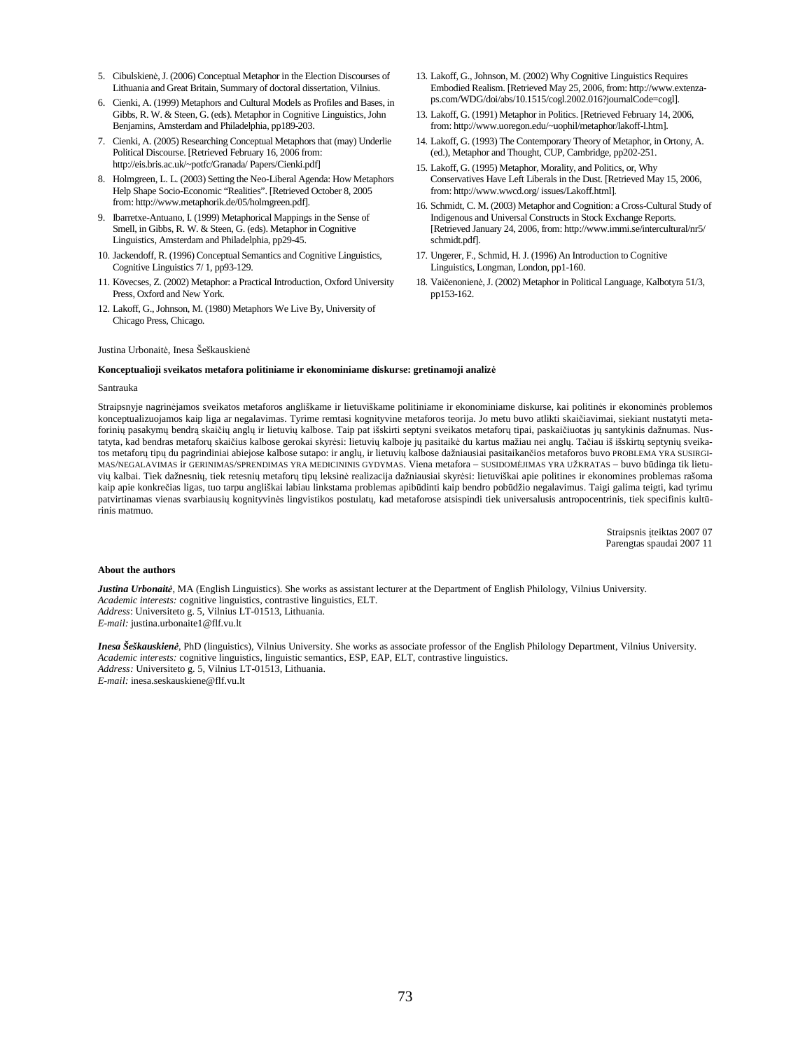5. Cibulskienė, J. (2006) Conceptual Metaphor in the Election Discourses of Lithuania and Great Britain, Summary of doctoral dissertation, Vilnius.
6. Cienki, A. (1999) Metaphors and Cultural Models as Profiles and Bases, in Gibbs, R. W. & Steen, G. (eds). Metaphor in Cognitive Linguistics, John Benjamins, Amsterdam and Philadelphia, pp189-203.
7. Cienki, A. (2005) Researching Conceptual Metaphors that (may) Underlie Political Discourse. [Retrieved February 16, 2006 from: http://eis.bris.ac.uk/~potfc/Granada/ Papers/Cienki.pdf]
8. Holmgreen, L. L. (2003) Setting the Neo-Liberal Agenda: How Metaphors Help Shape Socio-Economic "Realities". [Retrieved October 8, 2005 from: http://www.metaphorik.de/05/holmgreen.pdf].
9. Ibarretxe-Antuano, I. (1999) Metaphorical Mappings in the Sense of Smell, in Gibbs, R. W. & Steen, G. (eds). Metaphor in Cognitive Linguistics, Amsterdam and Philadelphia, pp29-45.
10. Jackendoff, R. (1996) Conceptual Semantics and Cognitive Linguistics, Cognitive Linguistics 7/ 1, pp93-129.
11. Kövecses, Z. (2002) Metaphor: a Practical Introduction, Oxford University Press, Oxford and New York.
12. Lakoff, G., Johnson, M. (1980) Metaphors We Live By, University of Chicago Press, Chicago.
13. Lakoff, G., Johnson, M. (2002) Why Cognitive Linguistics Requires Embodied Realism. [Retrieved May 25, 2006, from: http://www.extenza-ps.com/WDG/doi/abs/10.1515/cogl.2002.016?journalCode=cogl].
13. Lakoff, G. (1991) Metaphor in Politics. [Retrieved February 14, 2006, from: http://www.uoregon.edu/~uophil/metaphor/lakoff-l.htm].
14. Lakoff, G. (1993) The Contemporary Theory of Metaphor, in Ortony, A. (ed.), Metaphor and Thought, CUP, Cambridge, pp202-251.
15. Lakoff, G. (1995) Metaphor, Morality, and Politics, or, Why Conservatives Have Left Liberals in the Dust. [Retrieved May 15, 2006, from: http://www.wwcd.org/ issues/Lakoff.html].
16. Schmidt, C. M. (2003) Metaphor and Cognition: a Cross-Cultural Study of Indigenous and Universal Constructs in Stock Exchange Reports. [Retrieved January 24, 2006, from: http://www.immi.se/intercultural/nr5/ schmidt.pdf].
17. Ungerer, F., Schmid, H. J. (1996) An Introduction to Cognitive Linguistics, Longman, London, pp1-160.
18. Vaičenonienė, J. (2002) Metaphor in Political Language, Kalbotyra 51/3, pp153-162.

Justina Urbonaitė, Inesa Šeškauskienė

**Konceptualioji sveikatos metafora politiniame ir ekonominiame diskurse: gretinamoji analizė**

Santrauka

Straipsnyje nagrinėjamos sveikatos metaforos angliškame ir lietuviškame politiniame ir ekonominiame diskurse, kai politinės ir ekonominės problemos konceptualizuojamos kaip liga ar negalavimas. Tyrime remtasi kognityvine metaforos teorija. Jo metu buvo atlikti skaičiavimai, siekiant nustatyti metaforinių pasakymų bendrą skaičių anglų ir lietuvių kalbose. Taip pat išskirti septyni sveikatos metaforų tipai, paskaičiuotas jų santykinis dažnumas. Nustatyta, kad bendras metaforų skaičius kalbose gerokai skyrėsi: lietuvių kalboje jų pasitaikė du kartus mažiau nei anglų. Tačiau iš išskirtų septynių sveikatos metaforų tipų du pagrindiniai abiejose kalbose sutapo: ir anglų, ir lietuvių kalbose dažniausiai pasitaikančios metaforos buvo PROBLEMA YRA SUSIRGIMAS/NEGALAVIMAS ir GERINIMAS/SPRENDIMAS YRA MEDICININIS GYDYMAS. Viena metafora – SUSIDOMĖJIMAS YRA UŽKRATAS – buvo būdinga tik lietuvių kalbai. Tiek dažnesnių, tiek retesnių metaforų tipų leksinė realizacija dažniausiai skyrėsi: lietuviškai apie politines ir ekonomines problemas rašoma kaip apie konkrečias ligas, tuo tarpu angliškai labiau linkstama problemas apibūdinti kaip bendro pobūdžio negalavimus. Taigi galima teigti, kad tyrimu patvirtinamas vienas svarbiausių kognityvinės lingvistikos postulatų, kad metaforose atsispindi tiek universalusis antropocentrinis, tiek specifinis kultūrinis matmuo.

Straipsnis įteiktas 2007 07
Parengtas spaudai 2007 11

**About the authors**

***Justina Urbonaitė***, MA (English Linguistics). She works as assistant lecturer at the Department of English Philology, Vilnius University.
*Academic interests:* cognitive linguistics, contrastive linguistics, ELT.
*Address*: Universiteto g. 5, Vilnius LT-01513, Lithuania.
*E-mail:* justina.urbonaite1@flf.vu.lt

***Inesa Šeškauskienė***, PhD (linguistics), Vilnius University. She works as associate professor of the English Philology Department, Vilnius University.
*Academic interests:* cognitive linguistics, linguistic semantics, ESP, EAP, ELT, contrastive linguistics.
*Address:* Universiteto g. 5, Vilnius LT-01513, Lithuania.
*E-mail:* inesa.seskauskiene@flf.vu.lt